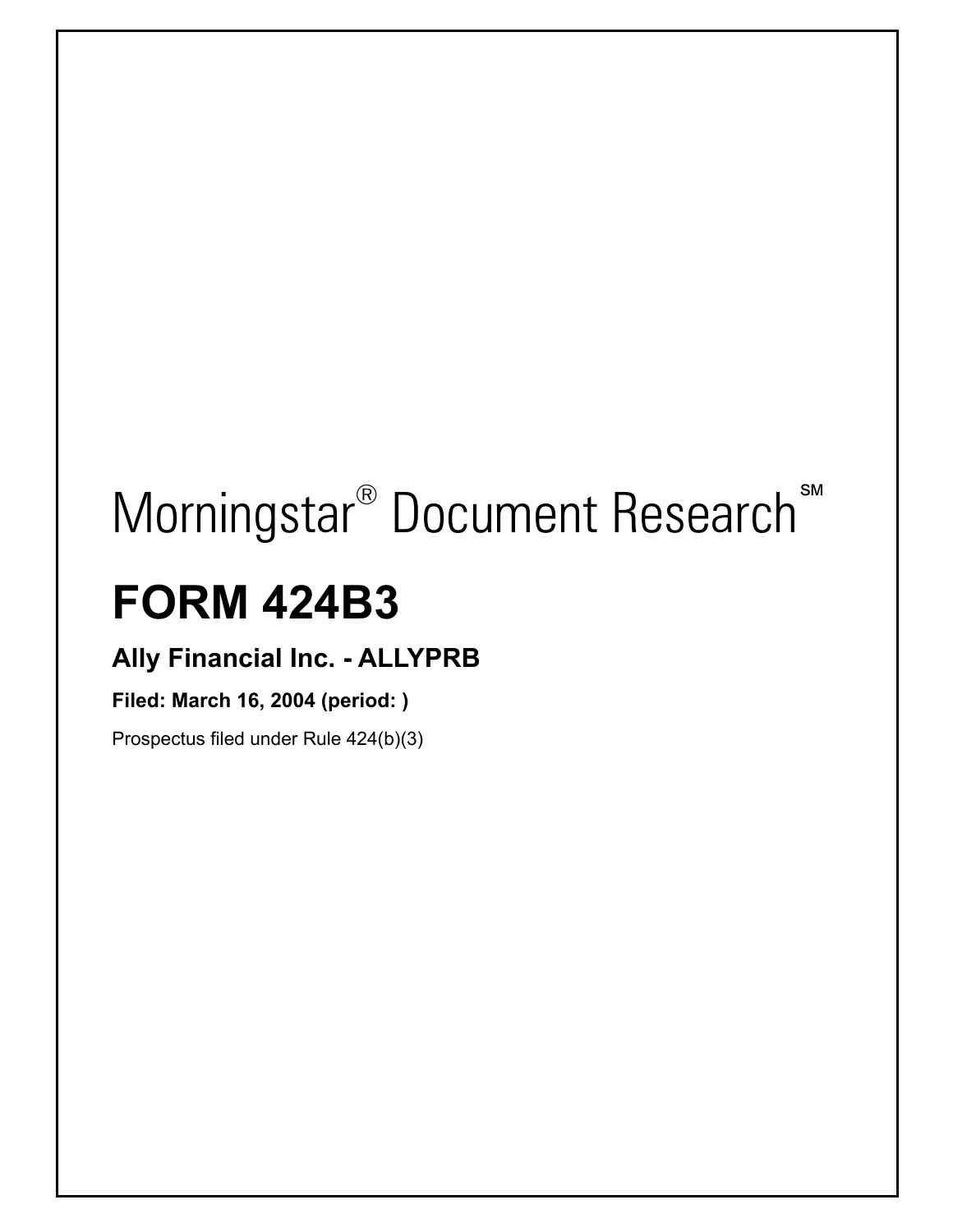# Morningstar® Document Research℠

# FORM 424B3

### Ally Financial Inc. - ALLYPRB

**Filed: March 16, 2004 (period: )**

Prospectus filed under Rule 424(b)(3)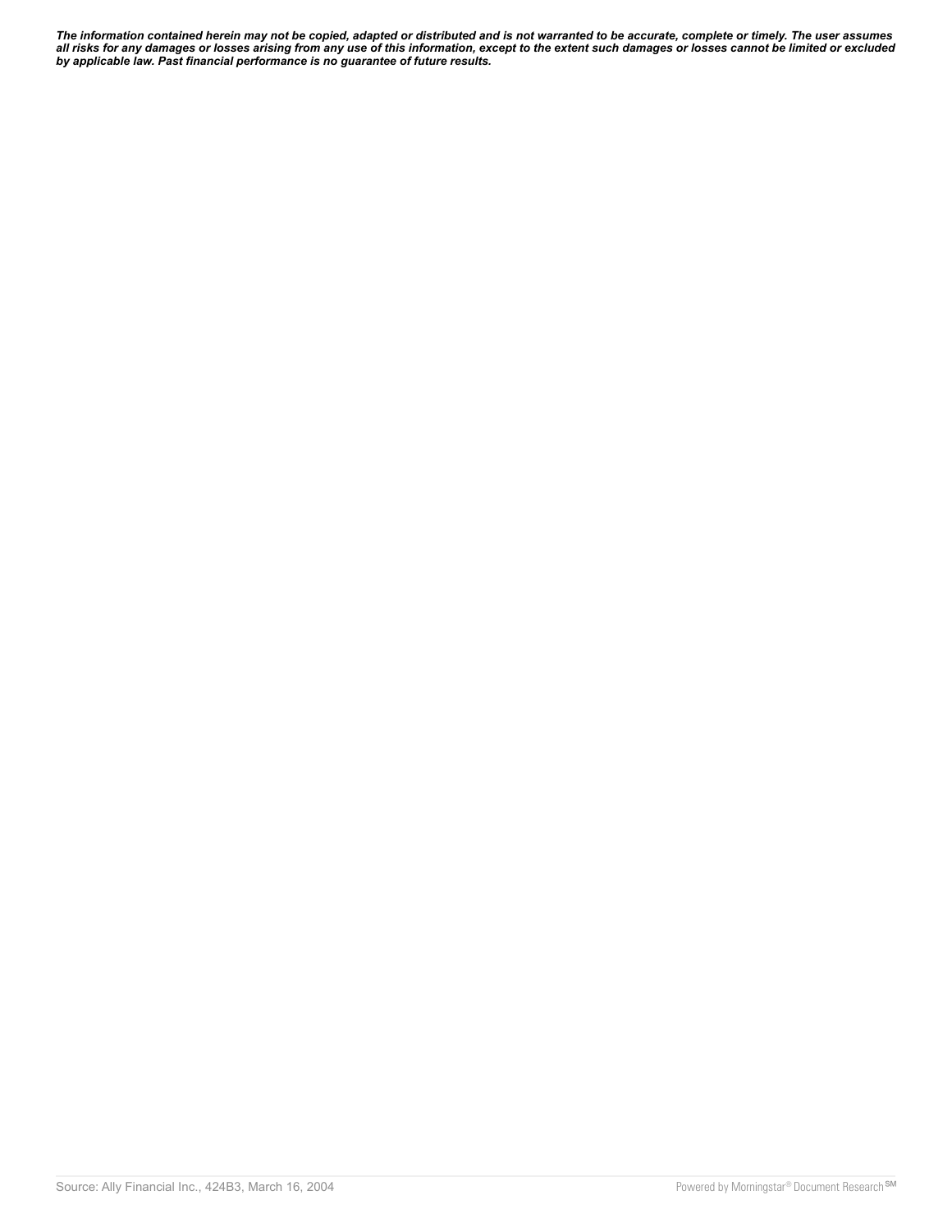***The information contained herein may not be copied, adapted or distributed and is not warranted to be accurate, complete or timely. The user assumes all risks for any damages or losses arising from any use of this information, except to the extent such damages or losses cannot be limited or excluded by applicable law. Past financial performance is no guarantee of future results.***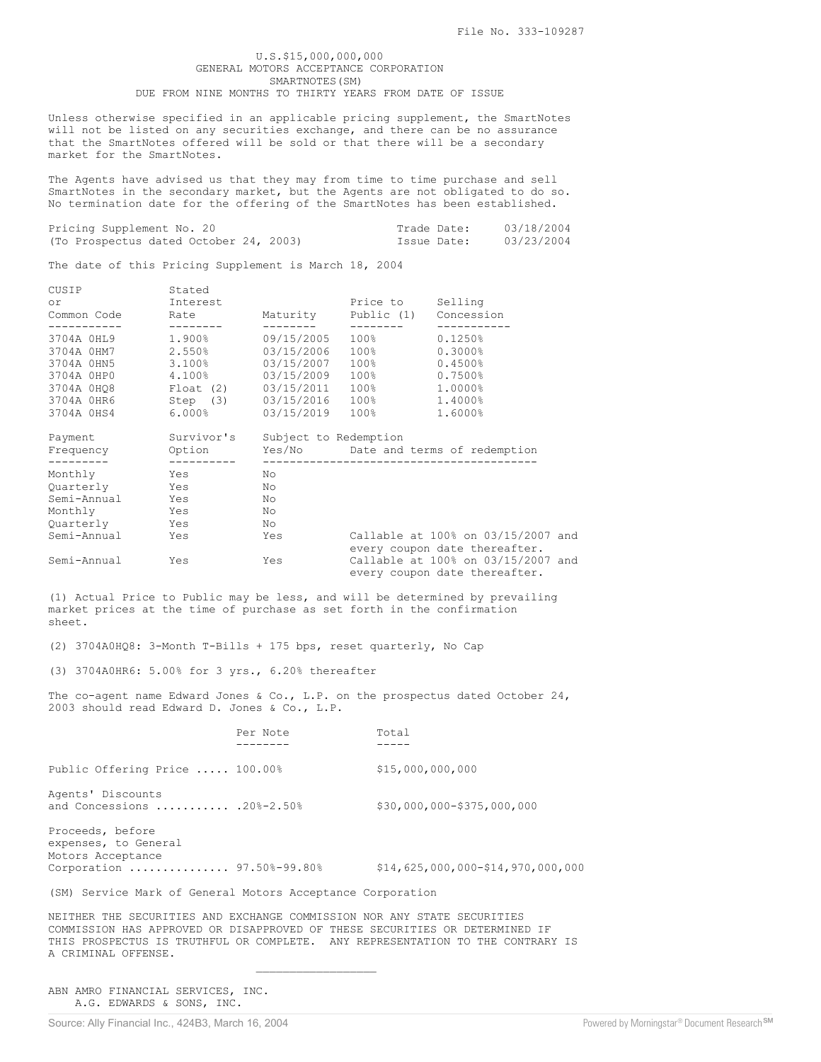File No. 333-109287

U.S.$15,000,000,000
GENERAL MOTORS ACCEPTANCE CORPORATION
SMARTNOTES(SM)
DUE FROM NINE MONTHS TO THIRTY YEARS FROM DATE OF ISSUE

Unless otherwise specified in an applicable pricing supplement, the SmartNotes will not be listed on any securities exchange, and there can be no assurance that the SmartNotes offered will be sold or that there will be a secondary market for the SmartNotes.

The Agents have advised us that they may from time to time purchase and sell SmartNotes in the secondary market, but the Agents are not obligated to do so. No termination date for the offering of the SmartNotes has been established.

Pricing Supplement No. 20 (To Prospectus dated October 24, 2003)

Trade Date: 03/18/2004
Issue Date: 03/23/2004

The date of this Pricing Supplement is March 18, 2004

| CUSIP or Common Code | Stated Interest Rate | Maturity | Price to Public (1) | Selling Concession |
|---|---|---|---|---|
| 3704A 0HL9 | 1.900% | 09/15/2005 | 100% | 0.1250% |
| 3704A 0HM7 | 2.550% | 03/15/2006 | 100% | 0.3000% |
| 3704A 0HN5 | 3.100% | 03/15/2007 | 100% | 0.4500% |
| 3704A 0HP0 | 4.100% | 03/15/2009 | 100% | 0.7500% |
| 3704A 0HQ8 | Float (2) | 03/15/2011 | 100% | 1.0000% |
| 3704A 0HR6 | Step (3) | 03/15/2016 | 100% | 1.4000% |
| 3704A 0HS4 | 6.000% | 03/15/2019 | 100% | 1.6000% |

| Payment Frequency | Survivor's Option | Subject to Redemption Yes/No | Date and terms of redemption |
|---|---|---|---|
| Monthly | Yes | No | |
| Quarterly | Yes | No | |
| Semi-Annual | Yes | No | |
| Monthly | Yes | No | |
| Quarterly | Yes | No | |
| Semi-Annual | Yes | Yes | Callable at 100% on 03/15/2007 and every coupon date thereafter. |
| Semi-Annual | Yes | Yes | Callable at 100% on 03/15/2007 and every coupon date thereafter. |

(1) Actual Price to Public may be less, and will be determined by prevailing market prices at the time of purchase as set forth in the confirmation sheet.

(2) 3704A0HQ8: 3-Month T-Bills + 175 bps, reset quarterly, No Cap

(3) 3704A0HR6: 5.00% for 3 yrs., 6.20% thereafter

The co-agent name Edward Jones & Co., L.P. on the prospectus dated October 24, 2003 should read Edward D. Jones & Co., L.P.

| | Per Note | Total |
|---|---|---|
| Public Offering Price | 100.00% | $15,000,000,000 |
| Agents' Discounts and Concessions | .20%-2.50% | $30,000,000-$375,000,000 |
| Proceeds, before expenses, to General Motors Acceptance Corporation | 97.50%-99.80% | $14,625,000,000-$14,970,000,000 |

(SM) Service Mark of General Motors Acceptance Corporation

NEITHER THE SECURITIES AND EXCHANGE COMMISSION NOR ANY STATE SECURITIES COMMISSION HAS APPROVED OR DISAPPROVED OF THESE SECURITIES OR DETERMINED IF THIS PROSPECTUS IS TRUTHFUL OR COMPLETE. ANY REPRESENTATION TO THE CONTRARY IS A CRIMINAL OFFENSE.

---

ABN AMRO FINANCIAL SERVICES, INC.
A.G. EDWARDS & SONS, INC.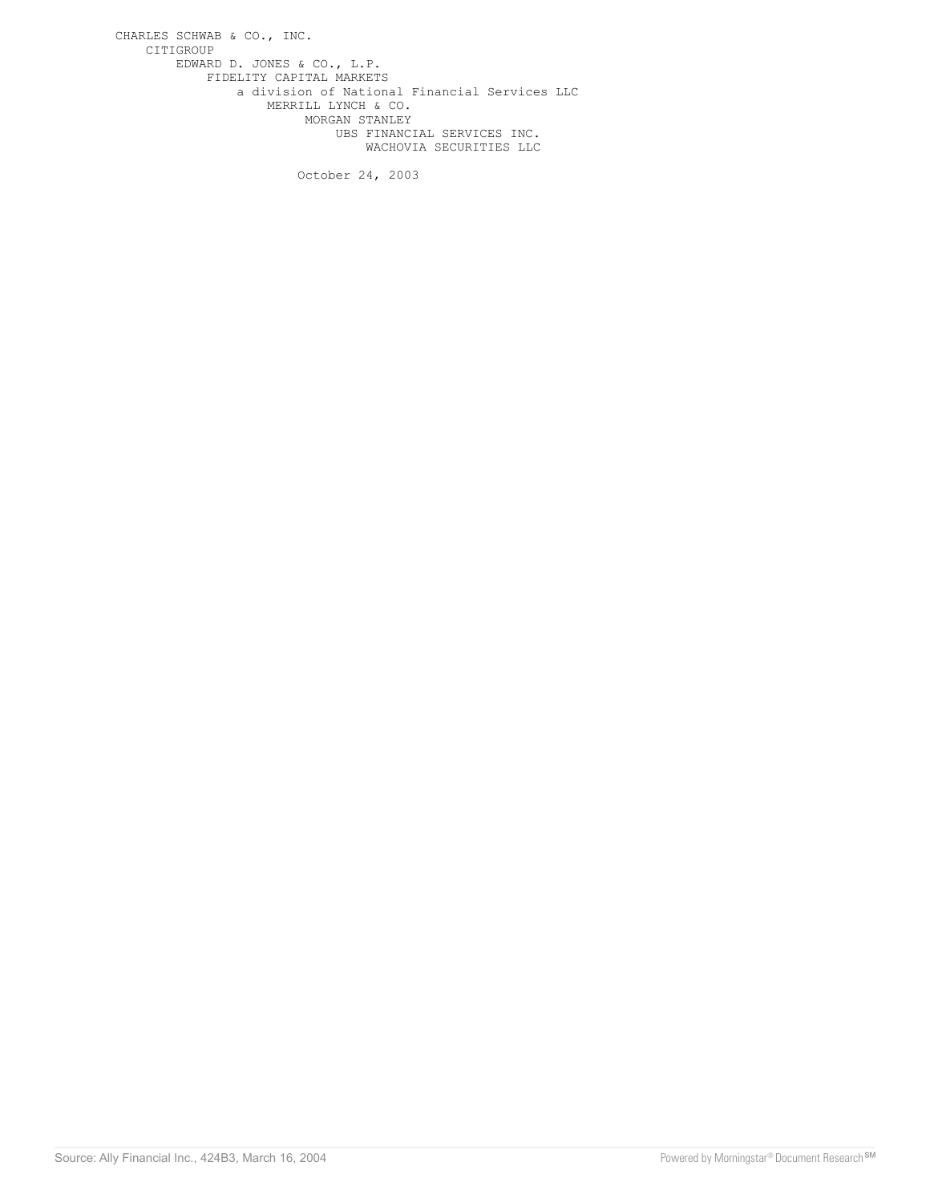CHARLES SCHWAB & CO., INC.

CITIGROUP

EDWARD D. JONES & CO., L.P.

FIDELITY CAPITAL MARKETS

a division of National Financial Services LLC

MERRILL LYNCH & CO.

MORGAN STANLEY

UBS FINANCIAL SERVICES INC.

WACHOVIA SECURITIES LLC

October 24, 2003